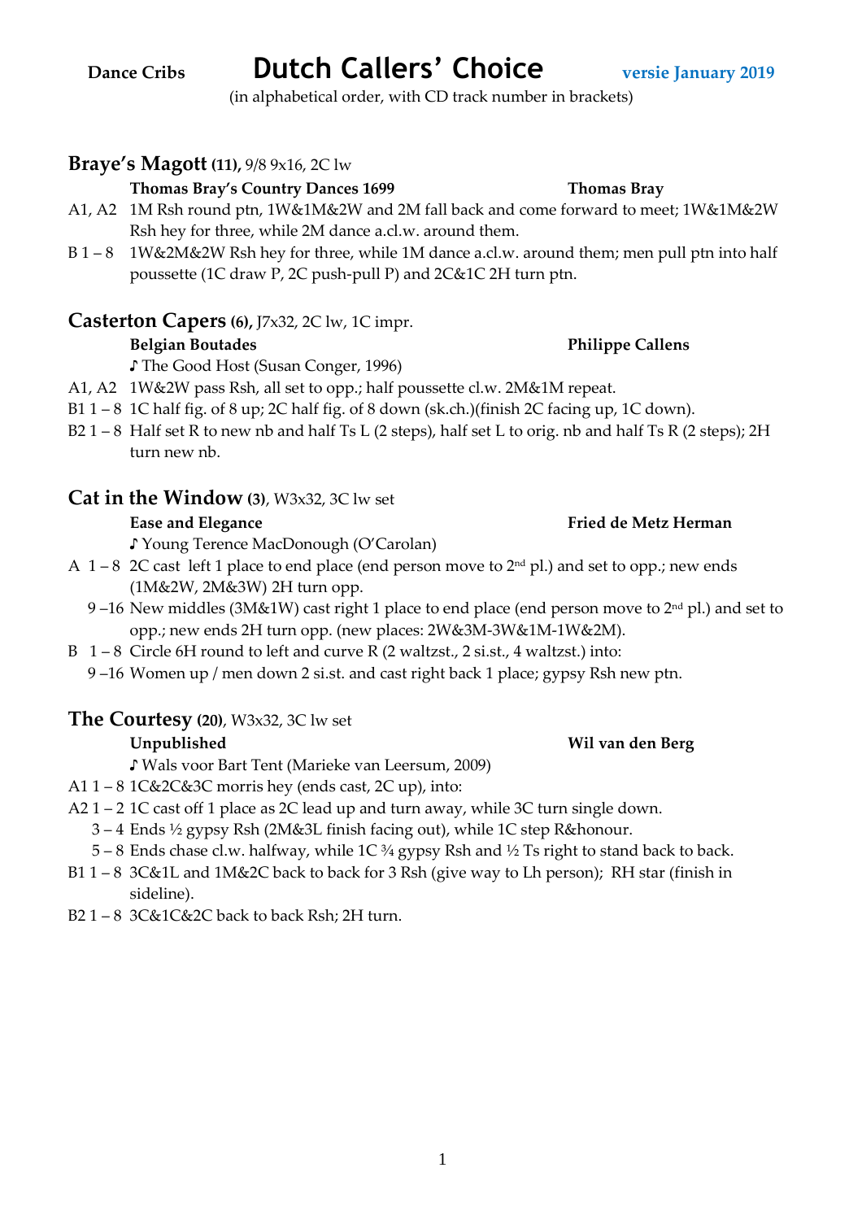**Dance Cribs** **Dutch Callers' Choice** **versie January 2019**

(in alphabetical order, with CD track number in brackets)

## Braye's Magott (11), 9/8 9x16, 2C lw

**Thomas Bray's Country Dances 1699** **Thomas Bray**

A1, A2 1M Rsh round ptn, 1W&1M&2W and 2M fall back and come forward to meet; 1W&1M&2W Rsh hey for three, while 2M dance a.cl.w. around them.

B 1 – 8 1W&2M&2W Rsh hey for three, while 1M dance a.cl.w. around them; men pull ptn into half poussette (1C draw P, 2C push-pull P) and 2C&1C 2H turn ptn.

## Casterton Capers (6), J7x32, 2C lw, 1C impr.

**Belgian Boutades** **Philippe Callens**

♪ The Good Host (Susan Conger, 1996)

A1, A2 1W&2W pass Rsh, all set to opp.; half poussette cl.w. 2M&1M repeat.

B1 1 – 8 1C half fig. of 8 up; 2C half fig. of 8 down (sk.ch.)(finish 2C facing up, 1C down).

B2 1 – 8 Half set R to new nb and half Ts L (2 steps), half set L to orig. nb and half Ts R (2 steps); 2H turn new nb.

## Cat in the Window (3), W3x32, 3C lw set

**Ease and Elegance** **Fried de Metz Herman**

♪ Young Terence MacDonough (O'Carolan)

A 1 – 8 2C cast left 1 place to end place (end person move to 2nd pl.) and set to opp.; new ends (1M&2W, 2M&3W) 2H turn opp.

9 –16 New middles (3M&1W) cast right 1 place to end place (end person move to 2nd pl.) and set to opp.; new ends 2H turn opp. (new places: 2W&3M-3W&1M-1W&2M).

B 1 – 8 Circle 6H round to left and curve R (2 waltzst., 2 si.st., 4 waltzst.) into:

9 –16 Women up / men down 2 si.st. and cast right back 1 place; gypsy Rsh new ptn.

## The Courtesy (20), W3x32, 3C lw set

**Unpublished** **Wil van den Berg**

♪ Wals voor Bart Tent (Marieke van Leersum, 2009)

A1 1 – 8 1C&2C&3C morris hey (ends cast, 2C up), into:

A2 1 – 2 1C cast off 1 place as 2C lead up and turn away, while 3C turn single down.

3 – 4 Ends ½ gypsy Rsh (2M&3L finish facing out), while 1C step R&honour.

5 – 8 Ends chase cl.w. halfway, while 1C ¾ gypsy Rsh and ½ Ts right to stand back to back.

B1 1 – 8 3C&1L and 1M&2C back to back for 3 Rsh (give way to Lh person); RH star (finish in sideline).

B2 1 – 8 3C&1C&2C back to back Rsh; 2H turn.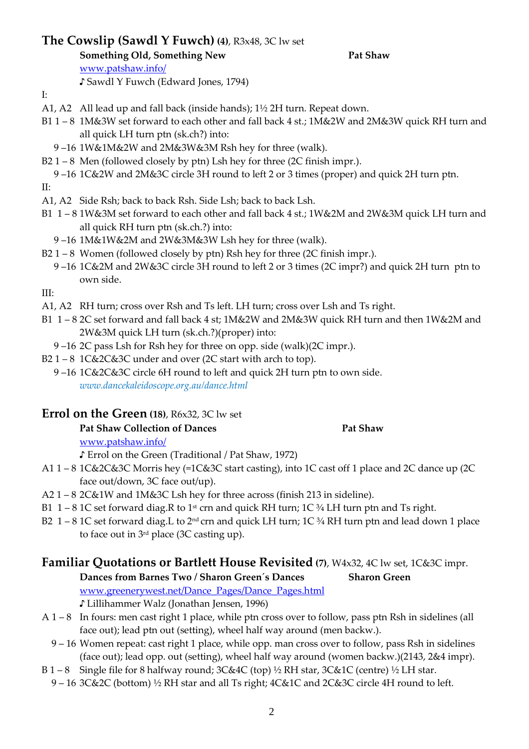## The Cowslip (Sawdl Y Fuwch) **(4)**, R3x48, 3C lw set

**Something Old, Something New** **Pat Shaw**

www.patshaw.info/

♪ Sawdl Y Fuwch (Edward Jones, 1794)

I:

A1, A2 All lead up and fall back (inside hands); 1½ 2H turn. Repeat down.

B1 1 – 8 1M&3W set forward to each other and fall back 4 st.; 1M&2W and 2M&3W quick RH turn and all quick LH turn ptn (sk.ch.?) into:

9 –16 1W&1M&2W and 2M&3W&3M Rsh hey for three (walk).

B2 1 – 8 Men (followed closely by ptn) Lsh hey for three (2C finish impr.).

9 –16 1C&2W and 2M&3C circle 3H round to left 2 or 3 times (proper) and quick 2H turn ptn.

II:

A1, A2 Side Rsh; back to back Rsh. Side Lsh; back to back Lsh.

B1 1 – 8 1W&3M set forward to each other and fall back 4 st.; 1W&2M and 2W&3M quick LH turn and all quick RH turn ptn (sk.ch.?) into:

9 –16 1M&1W&2M and 2W&3M&3W Lsh hey for three (walk).

B2 1 – 8 Women (followed closely by ptn) Rsh hey for three (2C finish impr.).

9 –16 1C&2M and 2W&3C circle 3H round to left 2 or 3 times (2C impr?) and quick 2H turn ptn to own side.

III:

A1, A2 RH turn; cross over Rsh and Ts left. LH turn; cross over Lsh and Ts right.

B1 1 – 8 2C set forward and fall back 4 st; 1M&2W and 2M&3W quick RH turn and then 1W&2M and 2W&3M quick LH turn (sk.ch.?)(proper) into:

9 –16 2C pass Lsh for Rsh hey for three on opp. side (walk)(2C impr.).

B2 1 – 8 1C&2C&3C under and over (2C start with arch to top).

9 –16 1C&2C&3C circle 6H round to left and quick 2H turn ptn to own side.

*www.dancekaleidoscope.org.au/dance.html*

## Errol on the Green **(18)**, R6x32, 3C lw set

**Pat Shaw Collection of Dances** **Pat Shaw**

www.patshaw.info/

♪ Errol on the Green (Traditional / Pat Shaw, 1972)

A1 1 – 8 1C&2C&3C Morris hey (=1C&3C start casting), into 1C cast off 1 place and 2C dance up (2C face out/down, 3C face out/up).

A2 1 – 8 2C&1W and 1M&3C Lsh hey for three across (finish 213 in sideline).

B1 1 – 8 1C set forward diag.R to 1st crn and quick RH turn; 1C ¾ LH turn ptn and Ts right.

B2 1 – 8 1C set forward diag.L to 2nd crn and quick LH turn; 1C ¾ RH turn ptn and lead down 1 place to face out in 3rd place (3C casting up).

## Familiar Quotations or Bartlett House Revisited **(7)**, W4x32, 4C lw set, 1C&3C impr.

**Dances from Barnes Two / Sharon Green´s Dances** **Sharon Green**

www.greenerywest.net/Dance_Pages/Dance_Pages.html

♪ Lillihammer Walz (Jonathan Jensen, 1996)

A 1 – 8 In fours: men cast right 1 place, while ptn cross over to follow, pass ptn Rsh in sidelines (all face out); lead ptn out (setting), wheel half way around (men backw.).

9 – 16 Women repeat: cast right 1 place, while opp. man cross over to follow, pass Rsh in sidelines (face out); lead opp. out (setting), wheel half way around (women backw.)(2143, 2&4 impr).

B 1 – 8 Single file for 8 halfway round; 3C&4C (top) ½ RH star, 3C&1C (centre) ½ LH star.

9 – 16 3C&2C (bottom) ½ RH star and all Ts right; 4C&1C and 2C&3C circle 4H round to left.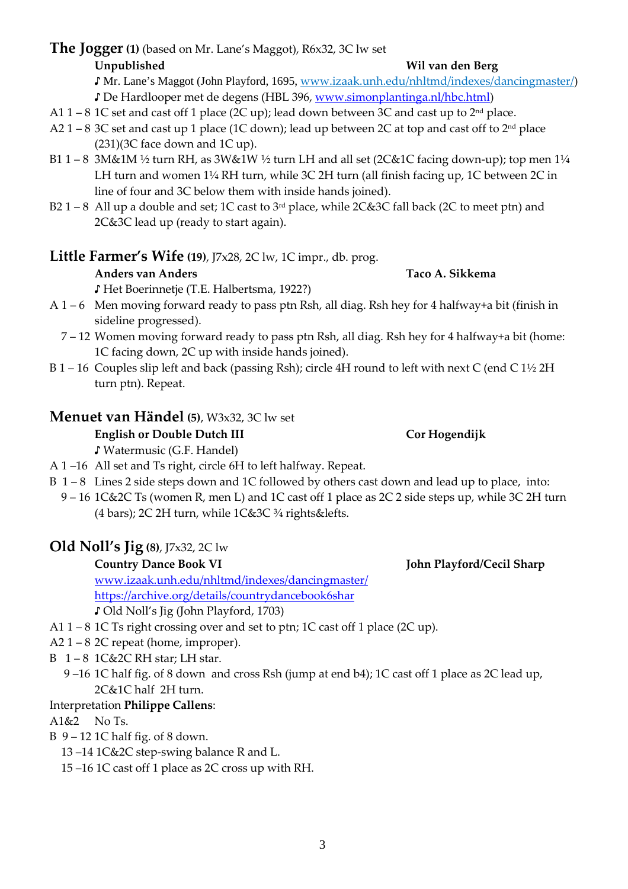## The Jogger (1) (based on Mr. Lane's Maggot), R6x32, 3C lw set

**Unpublished** **Wil van den Berg**

♪ Mr. Lane's Maggot (John Playford, 1695, www.izaak.unh.edu/nhltmd/indexes/dancingmaster/)
♪ De Hardlooper met de degens (HBL 396, www.simonplantinga.nl/hbc.html)

A1 1 – 8 1C set and cast off 1 place (2C up); lead down between 3C and cast up to 2nd place.

A2 1 – 8 3C set and cast up 1 place (1C down); lead up between 2C at top and cast off to 2nd place (231)(3C face down and 1C up).

B1 1 – 8 3M&1M ½ turn RH, as 3W&1W ½ turn LH and all set (2C&1C facing down-up); top men 1¼ LH turn and women 1¼ RH turn, while 3C 2H turn (all finish facing up, 1C between 2C in line of four and 3C below them with inside hands joined).

B2 1 – 8 All up a double and set; 1C cast to 3rd place, while 2C&3C fall back (2C to meet ptn) and 2C&3C lead up (ready to start again).

## Little Farmer's Wife (19), J7x28, 2C lw, 1C impr., db. prog.

**Anders van Anders** **Taco A. Sikkema**

♪ Het Boerinnetje (T.E. Halbertsma, 1922?)

A 1 – 6 Men moving forward ready to pass ptn Rsh, all diag. Rsh hey for 4 halfway+a bit (finish in sideline progressed).

7 – 12 Women moving forward ready to pass ptn Rsh, all diag. Rsh hey for 4 halfway+a bit (home: 1C facing down, 2C up with inside hands joined).

B 1 – 16 Couples slip left and back (passing Rsh); circle 4H round to left with next C (end C 1½ 2H turn ptn). Repeat.

## Menuet van Händel (5), W3x32, 3C lw set

**English or Double Dutch III** **Cor Hogendijk**

♪ Watermusic (G.F. Handel)

A 1 –16 All set and Ts right, circle 6H to left halfway. Repeat.

B 1 – 8 Lines 2 side steps down and 1C followed by others cast down and lead up to place, into:

9 – 16 1C&2C Ts (women R, men L) and 1C cast off 1 place as 2C 2 side steps up, while 3C 2H turn (4 bars); 2C 2H turn, while 1C&3C ¾ rights&lefts.

## Old Noll's Jig (8), J7x32, 2C lw

**Country Dance Book VI** **John Playford/Cecil Sharp**

www.izaak.unh.edu/nhltmd/indexes/dancingmaster/
https://archive.org/details/countrydancebook6shar

♪ Old Noll's Jig (John Playford, 1703)

A1 1 – 8 1C Ts right crossing over and set to ptn; 1C cast off 1 place (2C up).

A2 1 – 8 2C repeat (home, improper).

B 1 – 8 1C&2C RH star; LH star.

9 –16 1C half fig. of 8 down and cross Rsh (jump at end b4); 1C cast off 1 place as 2C lead up, 2C&1C half 2H turn.

Interpretation **Philippe Callens**:

A1&2 No Ts.

B 9 – 12 1C half fig. of 8 down.

13 –14 1C&2C step-swing balance R and L.

15 –16 1C cast off 1 place as 2C cross up with RH.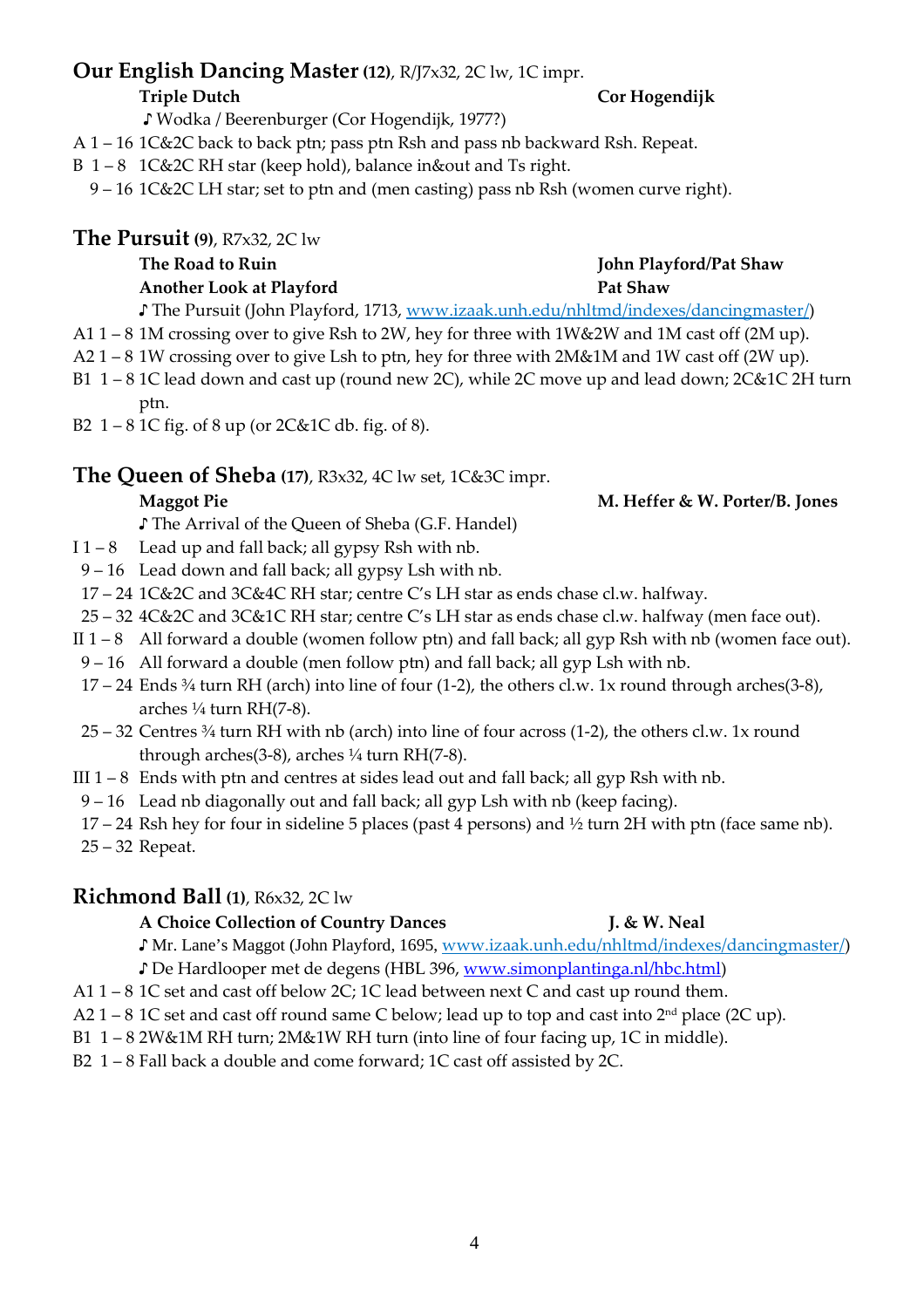## Our English Dancing Master **(12)**, R/J7x32, 2C lw, 1C impr.

**Triple Dutch** **Cor Hogendijk**

♪ Wodka / Beerenburger (Cor Hogendijk, 1977?)

A 1 – 16 1C&2C back to back ptn; pass ptn Rsh and pass nb backward Rsh. Repeat.

B 1 – 8 1C&2C RH star (keep hold), balance in&out and Ts right.

9 – 16 1C&2C LH star; set to ptn and (men casting) pass nb Rsh (women curve right).

## The Pursuit **(9)**, R7x32, 2C lw

**The Road to Ruin** **John Playford/Pat Shaw**

**Another Look at Playford** **Pat Shaw**

♪ The Pursuit (John Playford, 1713, www.izaak.unh.edu/nhltmd/indexes/dancingmaster/)

A1 1 – 8 1M crossing over to give Rsh to 2W, hey for three with 1W&2W and 1M cast off (2M up).

A2 1 – 8 1W crossing over to give Lsh to ptn, hey for three with 2M&1M and 1W cast off (2W up).

B1 1 – 8 1C lead down and cast up (round new 2C), while 2C move up and lead down; 2C&1C 2H turn ptn.

B2 1 – 8 1C fig. of 8 up (or 2C&1C db. fig. of 8).

## The Queen of Sheba **(17)**, R3x32, 4C lw set, 1C&3C impr.

**Maggot Pie** **M. Heffer & W. Porter/B. Jones**

♪ The Arrival of the Queen of Sheba (G.F. Handel)

I 1 – 8 Lead up and fall back; all gypsy Rsh with nb.

9 – 16 Lead down and fall back; all gypsy Lsh with nb.

17 – 24 1C&2C and 3C&4C RH star; centre C's LH star as ends chase cl.w. halfway.

25 – 32 4C&2C and 3C&1C RH star; centre C's LH star as ends chase cl.w. halfway (men face out).

II 1 – 8 All forward a double (women follow ptn) and fall back; all gyp Rsh with nb (women face out).

9 – 16 All forward a double (men follow ptn) and fall back; all gyp Lsh with nb.

17 – 24 Ends ¾ turn RH (arch) into line of four (1-2), the others cl.w. 1x round through arches(3-8), arches ¼ turn RH(7-8).

25 – 32 Centres ¾ turn RH with nb (arch) into line of four across (1-2), the others cl.w. 1x round through arches(3-8), arches ¼ turn RH(7-8).

III 1 – 8 Ends with ptn and centres at sides lead out and fall back; all gyp Rsh with nb.

9 – 16 Lead nb diagonally out and fall back; all gyp Lsh with nb (keep facing).

17 – 24 Rsh hey for four in sideline 5 places (past 4 persons) and ½ turn 2H with ptn (face same nb).

25 – 32 Repeat.

## Richmond Ball **(1)**, R6x32, 2C lw

**A Choice Collection of Country Dances** **J. & W. Neal**

♪ Mr. Lane's Maggot (John Playford, 1695, www.izaak.unh.edu/nhltmd/indexes/dancingmaster/)

♪ De Hardlooper met de degens (HBL 396, www.simonplantinga.nl/hbc.html)

A1 1 – 8 1C set and cast off below 2C; 1C lead between next C and cast up round them.

A2 1 – 8 1C set and cast off round same C below; lead up to top and cast into 2nd place (2C up).

B1 1 – 8 2W&1M RH turn; 2M&1W RH turn (into line of four facing up, 1C in middle).

B2 1 – 8 Fall back a double and come forward; 1C cast off assisted by 2C.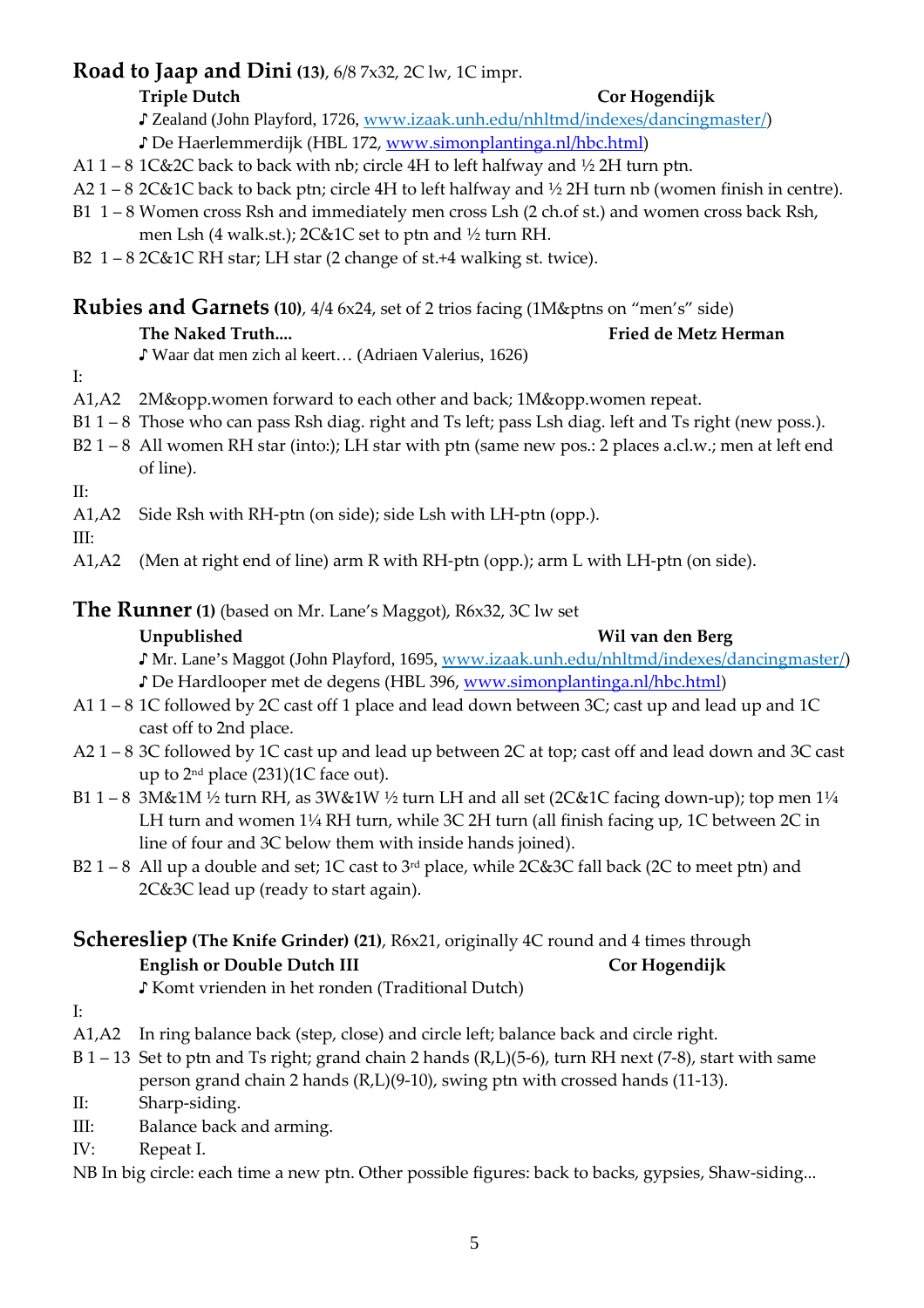## Road to Jaap and Dini (13), 6/8 7x32, 2C lw, 1C impr.

**Triple Dutch** **Cor Hogendijk**

♪ Zealand (John Playford, 1726, www.izaak.unh.edu/nhltmd/indexes/dancingmaster/)

♪ De Haerlemmerdijk (HBL 172, www.simonplantinga.nl/hbc.html)

A1 1 – 8 1C&2C back to back with nb; circle 4H to left halfway and ½ 2H turn ptn.

A2 1 – 8 2C&1C back to back ptn; circle 4H to left halfway and ½ 2H turn nb (women finish in centre).

B1 1 – 8 Women cross Rsh and immediately men cross Lsh (2 ch.of st.) and women cross back Rsh, men Lsh (4 walk.st.); 2C&1C set to ptn and ½ turn RH.

B2 1 – 8 2C&1C RH star; LH star (2 change of st.+4 walking st. twice).

## Rubies and Garnets (10), 4/4 6x24, set of 2 trios facing (1M&ptns on "men's" side)

**The Naked Truth....** **Fried de Metz Herman**

♪ Waar dat men zich al keert… (Adriaen Valerius, 1626)

I:

A1,A2 2M&opp.women forward to each other and back; 1M&opp.women repeat.

B1 1 – 8 Those who can pass Rsh diag. right and Ts left; pass Lsh diag. left and Ts right (new poss.).

B2 1 – 8 All women RH star (into:); LH star with ptn (same new pos.: 2 places a.cl.w.; men at left end of line).

II:

A1,A2 Side Rsh with RH-ptn (on side); side Lsh with LH-ptn (opp.).

III:

A1,A2 (Men at right end of line) arm R with RH-ptn (opp.); arm L with LH-ptn (on side).

## The Runner (1) (based on Mr. Lane's Maggot), R6x32, 3C lw set

**Unpublished** **Wil van den Berg**

♪ Mr. Lane's Maggot (John Playford, 1695, www.izaak.unh.edu/nhltmd/indexes/dancingmaster/)

♪ De Hardlooper met de degens (HBL 396, www.simonplantinga.nl/hbc.html)

A1 1 – 8 1C followed by 2C cast off 1 place and lead down between 3C; cast up and lead up and 1C cast off to 2nd place.

A2 1 – 8 3C followed by 1C cast up and lead up between 2C at top; cast off and lead down and 3C cast up to 2nd place (231)(1C face out).

B1 1 – 8 3M&1M ½ turn RH, as 3W&1W ½ turn LH and all set (2C&1C facing down-up); top men 1¼ LH turn and women 1¼ RH turn, while 3C 2H turn (all finish facing up, 1C between 2C in line of four and 3C below them with inside hands joined).

B2 1 – 8 All up a double and set; 1C cast to 3rd place, while 2C&3C fall back (2C to meet ptn) and 2C&3C lead up (ready to start again).

## Scheresliep (The Knife Grinder) (21), R6x21, originally 4C round and 4 times through

**English or Double Dutch III** **Cor Hogendijk**

♪ Komt vrienden in het ronden (Traditional Dutch)

I:

A1,A2 In ring balance back (step, close) and circle left; balance back and circle right.

B 1 – 13 Set to ptn and Ts right; grand chain 2 hands (R,L)(5-6), turn RH next (7-8), start with same person grand chain 2 hands (R,L)(9-10), swing ptn with crossed hands (11-13).

II: Sharp-siding.

III: Balance back and arming.

IV: Repeat I.

NB In big circle: each time a new ptn. Other possible figures: back to backs, gypsies, Shaw-siding...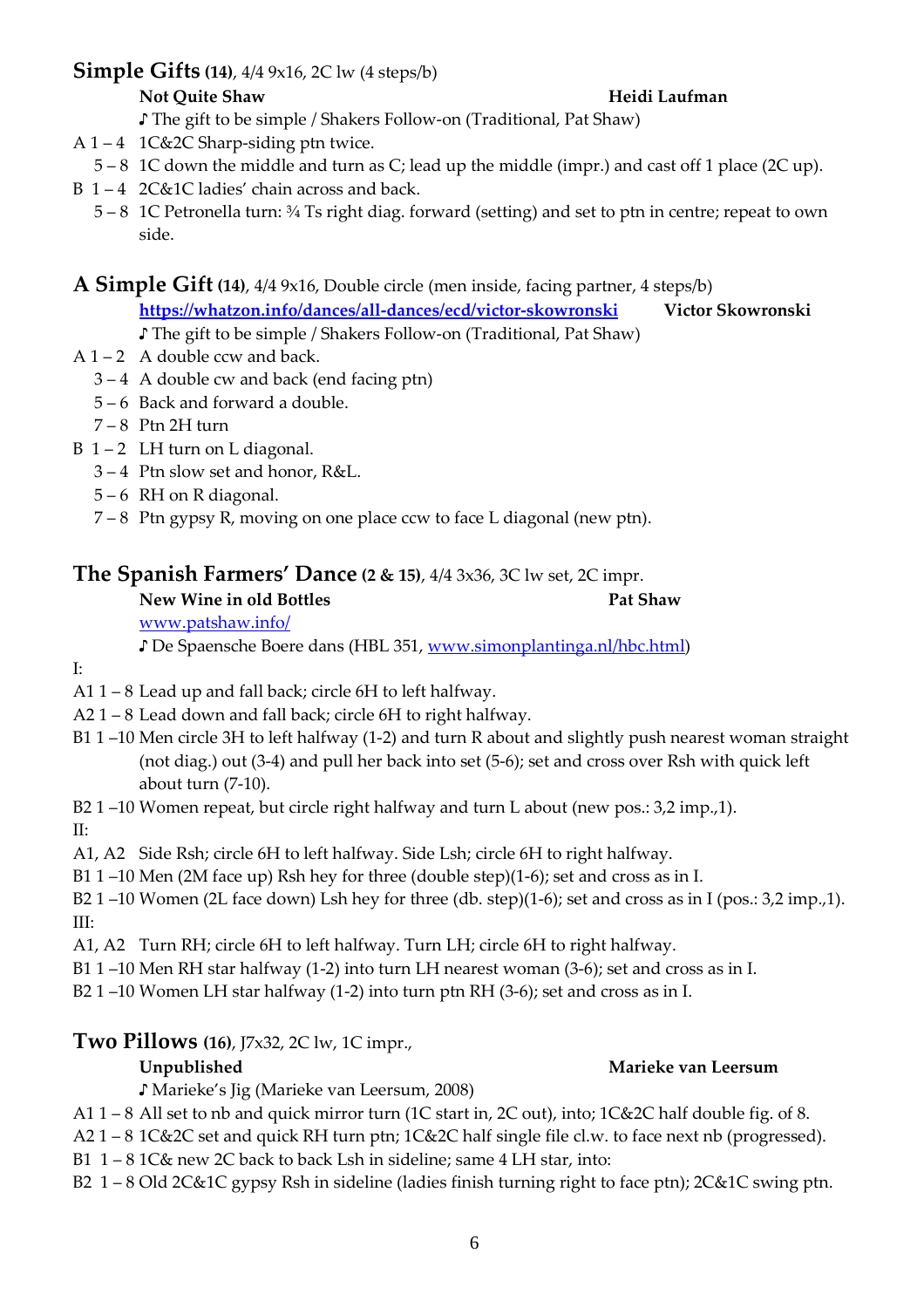## Simple Gifts **(14)**, 4/4 9x16, 2C lw (4 steps/b)

**Not Quite Shaw** **Heidi Laufman**

♪ The gift to be simple / Shakers Follow-on (Traditional, Pat Shaw)

A 1 – 4 1C&2C Sharp-siding ptn twice.

5 – 8 1C down the middle and turn as C; lead up the middle (impr.) and cast off 1 place (2C up).

B 1 – 4 2C&1C ladies' chain across and back.

5 – 8 1C Petronella turn: ¾ Ts right diag. forward (setting) and set to ptn in centre; repeat to own side.

## A Simple Gift **(14)**, 4/4 9x16, Double circle (men inside, facing partner, 4 steps/b)

**https://whatzon.info/dances/all-dances/ecd/victor-skowronski** **Victor Skowronski**

♪ The gift to be simple / Shakers Follow-on (Traditional, Pat Shaw)

A 1 – 2 A double ccw and back.

3 – 4 A double cw and back (end facing ptn)

5 – 6 Back and forward a double.

7 – 8 Ptn 2H turn

B 1 – 2 LH turn on L diagonal.

3 – 4 Ptn slow set and honor, R&L.

5 – 6 RH on R diagonal.

7 – 8 Ptn gypsy R, moving on one place ccw to face L diagonal (new ptn).

## The Spanish Farmers' Dance **(2 & 15)**, 4/4 3x36, 3C lw set, 2C impr.

**New Wine in old Bottles** **Pat Shaw**

www.patshaw.info/

♪ De Spaensche Boere dans (HBL 351, www.simonplantinga.nl/hbc.html)

I:

A1 1 – 8 Lead up and fall back; circle 6H to left halfway.

A2 1 – 8 Lead down and fall back; circle 6H to right halfway.

B1 1 –10 Men circle 3H to left halfway (1-2) and turn R about and slightly push nearest woman straight (not diag.) out (3-4) and pull her back into set (5-6); set and cross over Rsh with quick left about turn (7-10).

B2 1 –10 Women repeat, but circle right halfway and turn L about (new pos.: 3,2 imp.,1).

II:

A1, A2 Side Rsh; circle 6H to left halfway. Side Lsh; circle 6H to right halfway.

B1 1 –10 Men (2M face up) Rsh hey for three (double step)(1-6); set and cross as in I.

B2 1 –10 Women (2L face down) Lsh hey for three (db. step)(1-6); set and cross as in I (pos.: 3,2 imp.,1).

III:

A1, A2 Turn RH; circle 6H to left halfway. Turn LH; circle 6H to right halfway.

B1 1 –10 Men RH star halfway (1-2) into turn LH nearest woman (3-6); set and cross as in I.

B2 1 –10 Women LH star halfway (1-2) into turn ptn RH (3-6); set and cross as in I.

## Two Pillows **(16)**, J7x32, 2C lw, 1C impr.,

**Unpublished** **Marieke van Leersum**

♪ Marieke's Jig (Marieke van Leersum, 2008)

A1 1 – 8 All set to nb and quick mirror turn (1C start in, 2C out), into; 1C&2C half double fig. of 8.

A2 1 – 8 1C&2C set and quick RH turn ptn; 1C&2C half single file cl.w. to face next nb (progressed).

B1 1 – 8 1C& new 2C back to back Lsh in sideline; same 4 LH star, into:

B2 1 – 8 Old 2C&1C gypsy Rsh in sideline (ladies finish turning right to face ptn); 2C&1C swing ptn.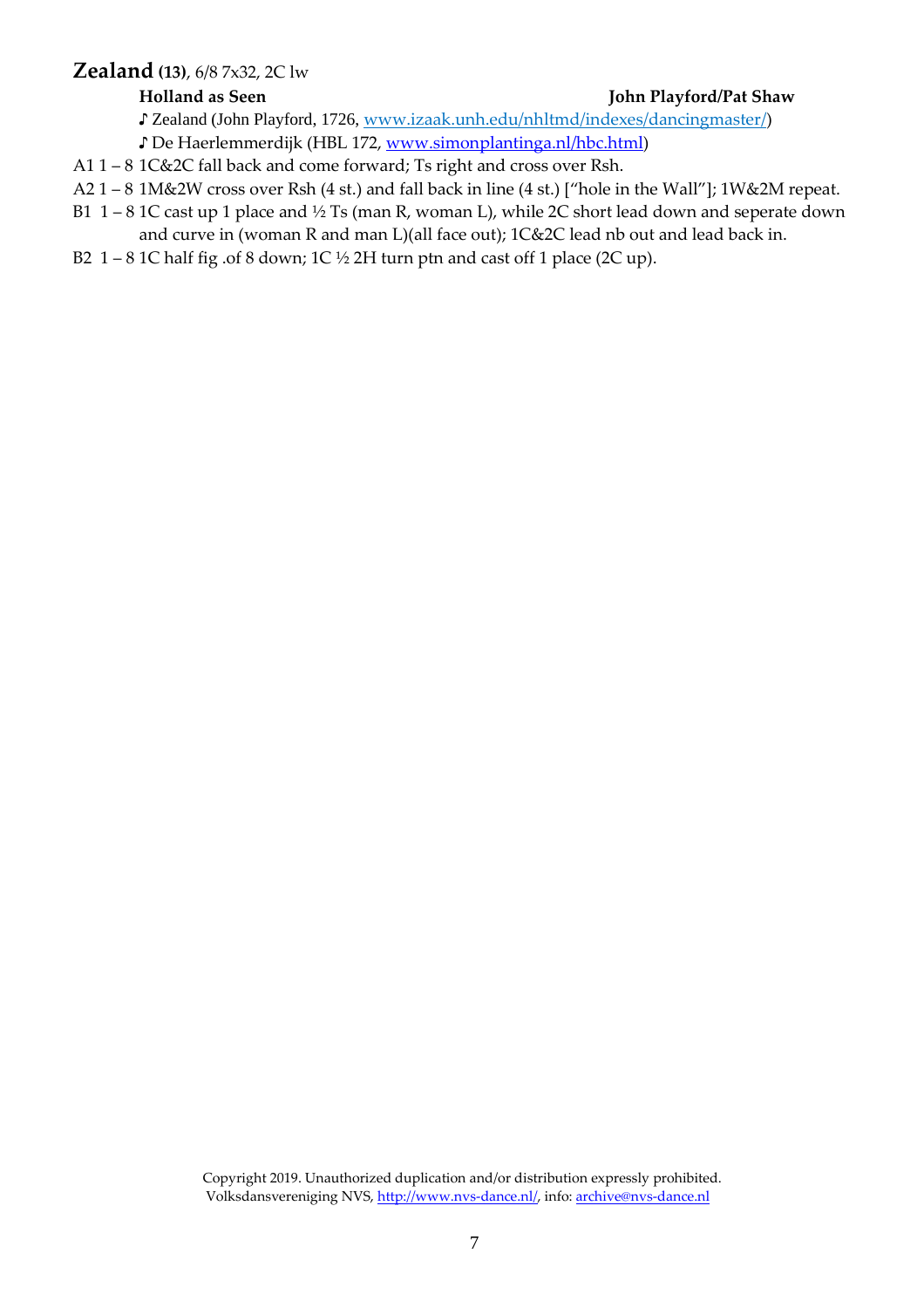## Zealand (13), 6/8 7x32, 2C lw

**Holland as Seen** **John Playford/Pat Shaw**

♪ Zealand (John Playford, 1726, www.izaak.unh.edu/nhltmd/indexes/dancingmaster/)

♪ De Haerlemmerdijk (HBL 172, www.simonplantinga.nl/hbc.html)

A1 1 – 8 1C&2C fall back and come forward; Ts right and cross over Rsh.

A2 1 – 8 1M&2W cross over Rsh (4 st.) and fall back in line (4 st.) ["hole in the Wall"]; 1W&2M repeat.

B1 1 – 8 1C cast up 1 place and ½ Ts (man R, woman L), while 2C short lead down and seperate down and curve in (woman R and man L)(all face out); 1C&2C lead nb out and lead back in.

B2 1 – 8 1C half fig .of 8 down; 1C ½ 2H turn ptn and cast off 1 place (2C up).

Copyright 2019. Unauthorized duplication and/or distribution expressly prohibited.
Volksdansvereniging NVS, http://www.nvs-dance.nl/, info: archive@nvs-dance.nl